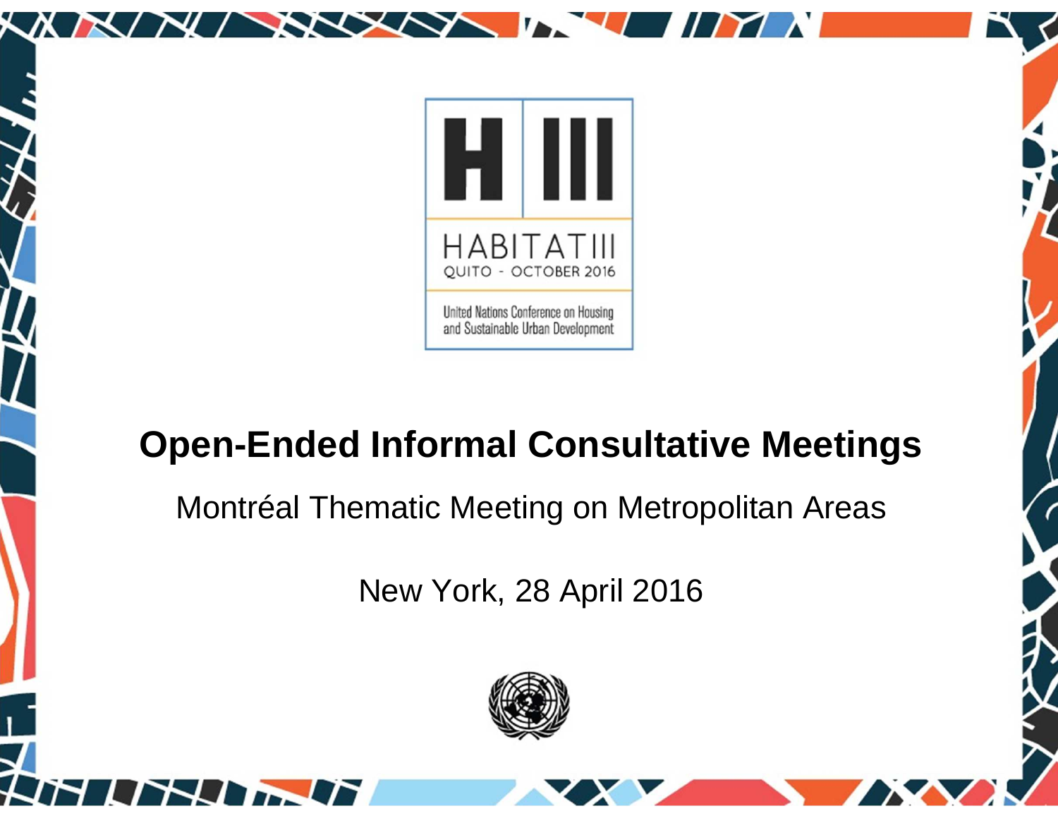HABITAT III

QUITO - OCTOBER 2016

United Nations Conference on Housing and Sustainable Urban Development

# Open-Ended Informal Consultative Meetings

Montréal Thematic Meeting on Metropolitan Areas

New York, 28 April 2016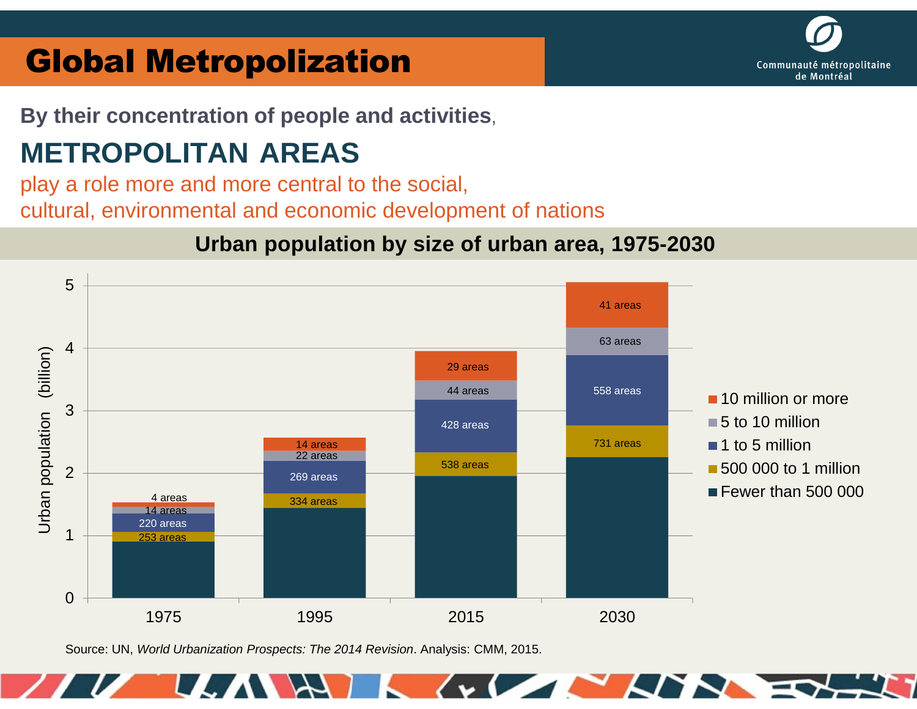# Global Metropolization

**By their concentration of people and activities,**

## METROPOLITAN AREAS

play a role more and more central to the social, cultural, environmental and economic development of nations

### Urban population by size of urban area, 1975-2030

| Size of urban area | 1975 | 1995 | 2015 | 2030 |
|---|---|---|---|---|
| 10 million or more | 4 areas | 14 areas | 29 areas | 41 areas |
| 5 to 10 million | 14 areas | 22 areas | 44 areas | 63 areas |
| 1 to 5 million | 220 areas | 269 areas | 428 areas | 558 areas |
| 500 000 to 1 million | 253 areas | 334 areas | 538 areas | 731 areas |
| Fewer than 500 000 | | | | |

Urban population (billion)

Source: UN, *World Urbanization Prospects: The 2014 Revision*. Analysis: CMM, 2015.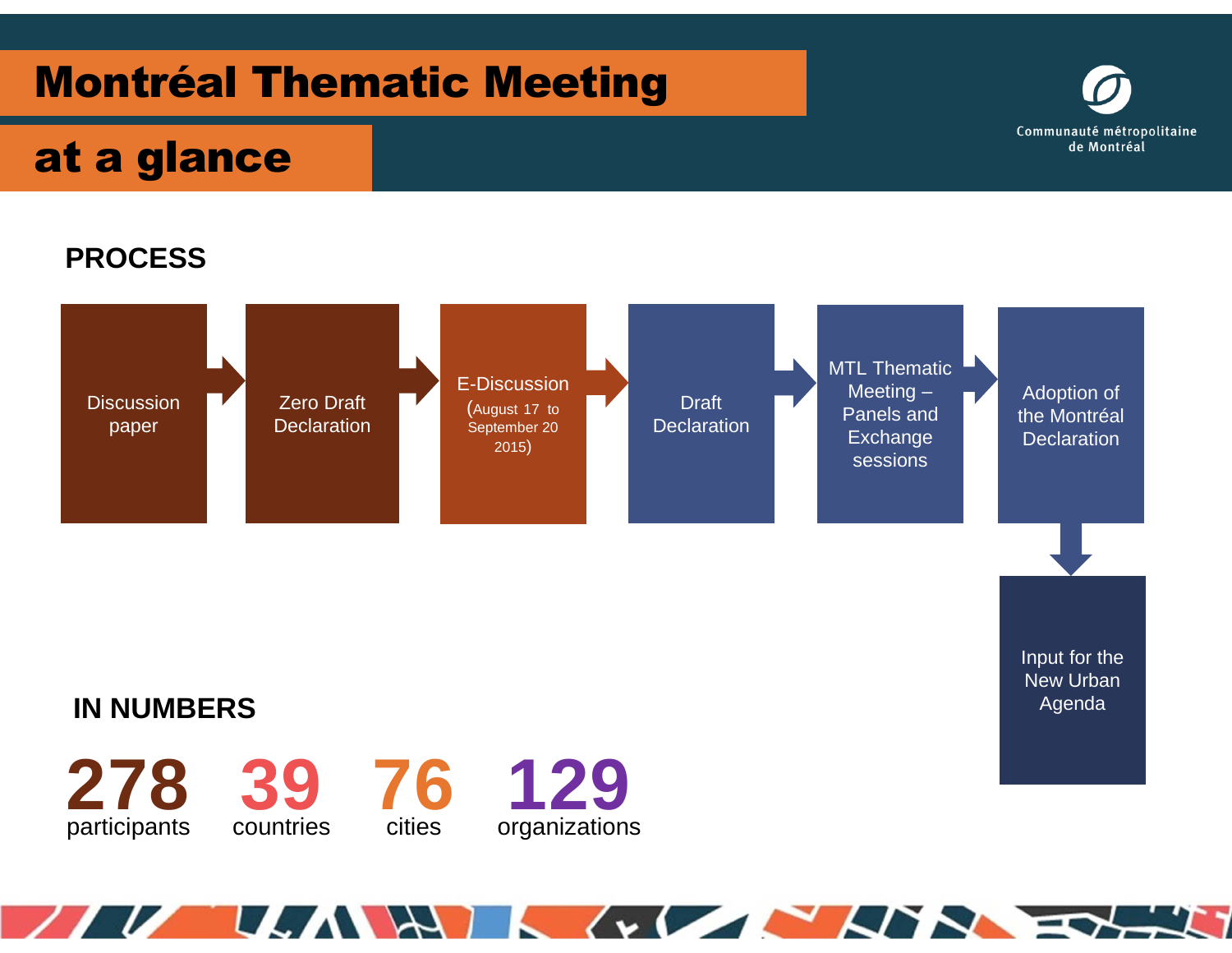# Montréal Thematic Meeting

## at a glance

Communauté métropolitaine de Montréal

### PROCESS

Discussion paper → Zero Draft Declaration → E-Discussion (August 17 to September 20 2015) → Draft Declaration → MTL Thematic Meeting – Panels and Exchange sessions → Adoption of the Montréal Declaration → Input for the New Urban Agenda

### IN NUMBERS

**278** participants

**39** countries

**76** cities

**129** organizations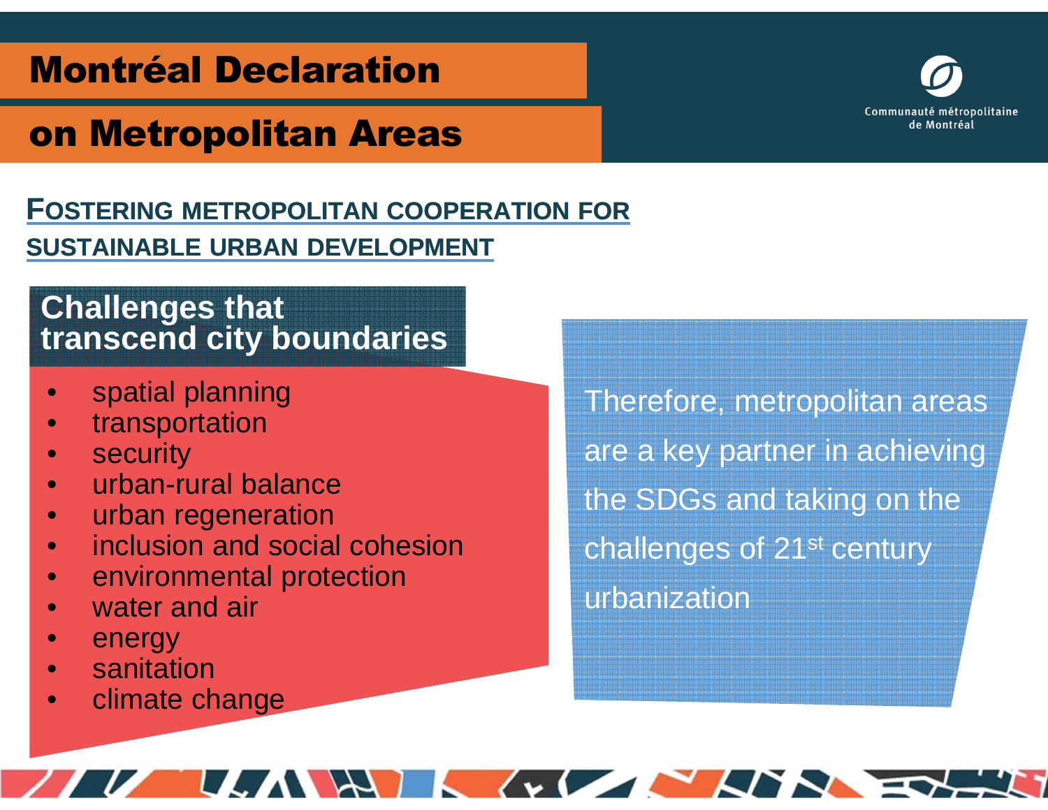# Montréal Declaration on Metropolitan Areas

Communauté métropolitaine de Montréal

## FOSTERING METROPOLITAN COOPERATION FOR SUSTAINABLE URBAN DEVELOPMENT

### Challenges that transcend city boundaries

- spatial planning
- transportation
- security
- urban-rural balance
- urban regeneration
- inclusion and social cohesion
- environmental protection
- water and air
- energy
- sanitation
- climate change

Therefore, metropolitan areas are a key partner in achieving the SDGs and taking on the challenges of 21st century urbanization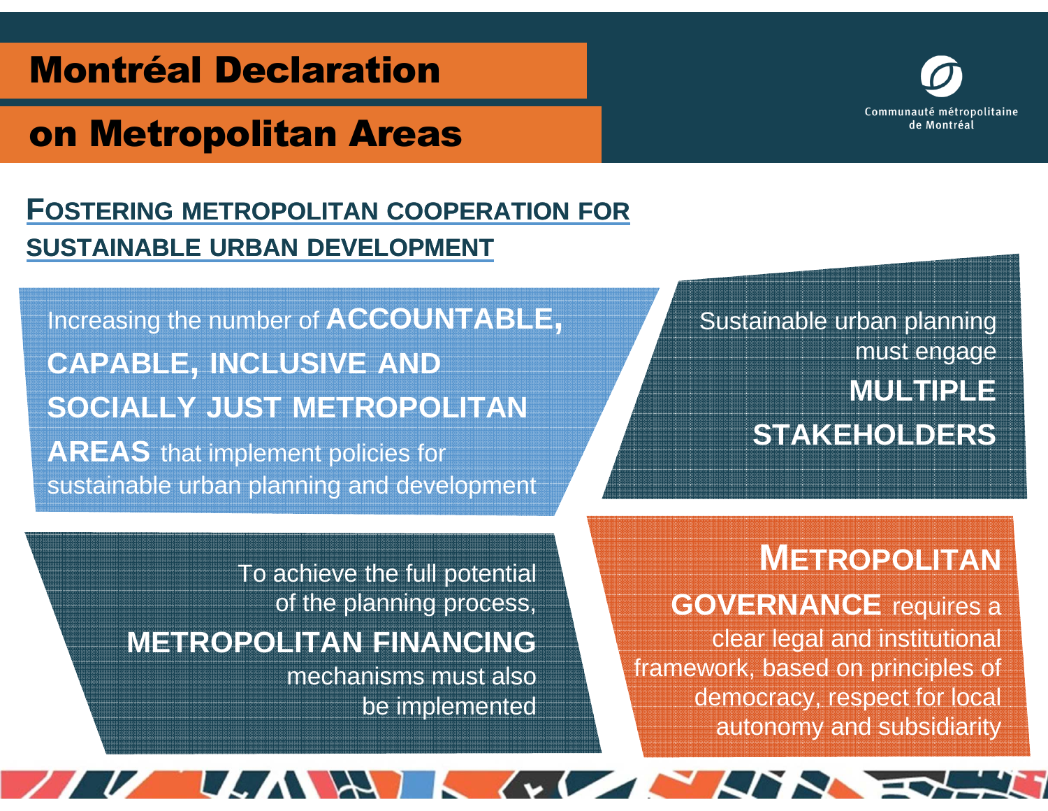# Montréal Declaration on Metropolitan Areas

Communauté métropolitaine de Montréal

## FOSTERING METROPOLITAN COOPERATION FOR SUSTAINABLE URBAN DEVELOPMENT

Increasing the number of **ACCOUNTABLE, CAPABLE, INCLUSIVE AND SOCIALLY JUST METROPOLITAN AREAS** that implement policies for sustainable urban planning and development

Sustainable urban planning must engage **MULTIPLE STAKEHOLDERS**

To achieve the full potential of the planning process, **METROPOLITAN FINANCING** mechanisms must also be implemented

**METROPOLITAN GOVERNANCE** requires a clear legal and institutional framework, based on principles of democracy, respect for local autonomy and subsidiarity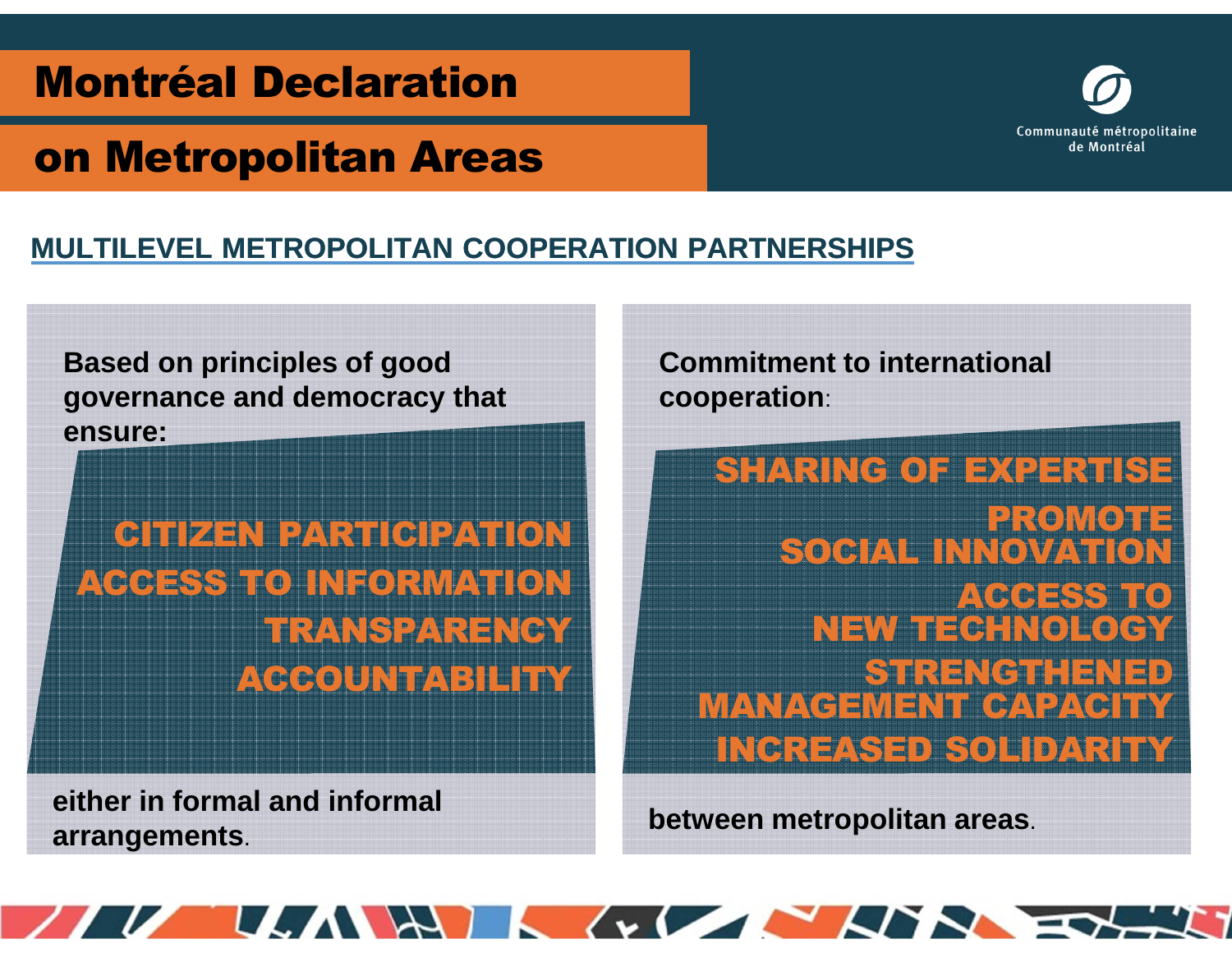# Montréal Declaration on Metropolitan Areas

Communauté métropolitaine de Montréal

## MULTILEVEL METROPOLITAN COOPERATION PARTNERSHIPS

**Based on principles of good governance and democracy that ensure:**

- CITIZEN PARTICIPATION
- ACCESS TO INFORMATION
- TRANSPARENCY
- ACCOUNTABILITY

**either in formal and informal arrangements**.

**Commitment to international cooperation**:

- SHARING OF EXPERTISE
- PROMOTE SOCIAL INNOVATION
- ACCESS TO NEW TECHNOLOGY
- STRENGTHENED MANAGEMENT CAPACITY
- INCREASED SOLIDARITY

**between metropolitan areas**.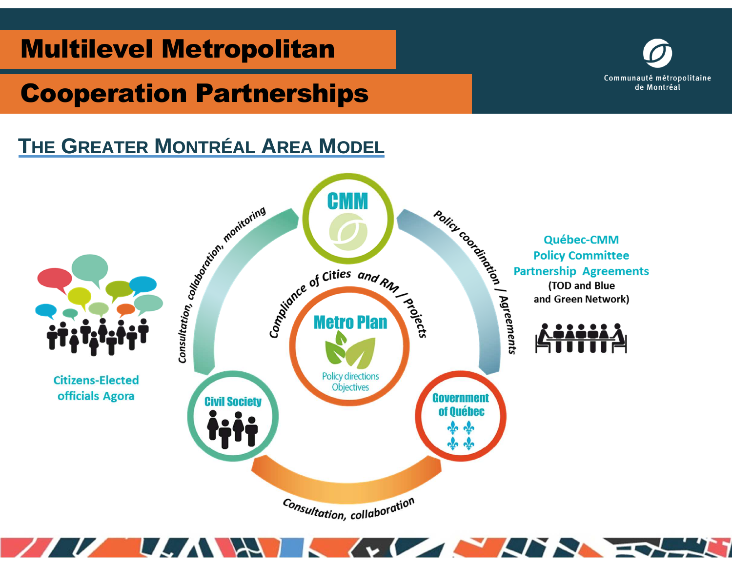# Multilevel Metropolitan Cooperation Partnerships

Communauté métropolitaine de Montréal

## THE GREATER MONTRÉAL AREA MODEL

CMM

Metro Plan

Policy directions
Objectives

Compliance of Cities and RM / Projects

Consultation, collaboration, monitoring

Policy coordination / Agreements

Consultation, collaboration

Civil Society

Government of Québec

Citizens-Elected officials Agora

Québec-CMM
Policy Committee
Partnership Agreements
(TOD and Blue and Green Network)